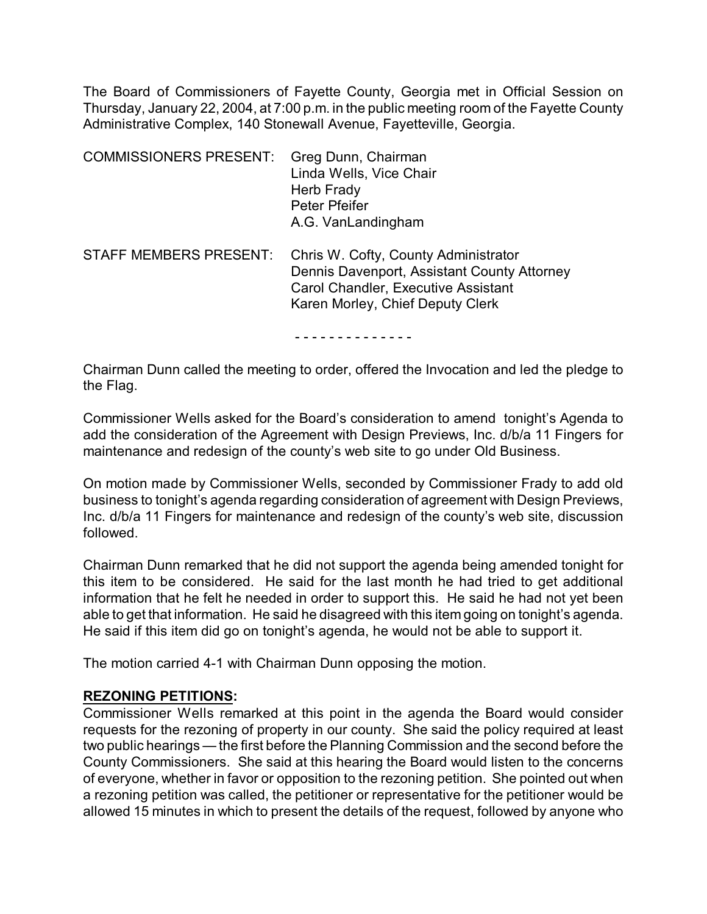The Board of Commissioners of Fayette County, Georgia met in Official Session on Thursday, January 22, 2004, at 7:00 p.m. in the public meeting room of the Fayette County Administrative Complex, 140 Stonewall Avenue, Fayetteville, Georgia.

COMMISSIONERS PRESENT: Greg Dunn, Chairman
Linda Wells, Vice Chair
Herb Frady
Peter Pfeifer
A.G. VanLandingham

STAFF MEMBERS PRESENT: Chris W. Cofty, County Administrator
Dennis Davenport, Assistant County Attorney
Carol Chandler, Executive Assistant
Karen Morley, Chief Deputy Clerk

- - - - - - - - - - - - - -

Chairman Dunn called the meeting to order, offered the Invocation and led the pledge to the Flag.

Commissioner Wells asked for the Board's consideration to amend tonight's Agenda to add the consideration of the Agreement with Design Previews, Inc. d/b/a 11 Fingers for maintenance and redesign of the county's web site to go under Old Business.

On motion made by Commissioner Wells, seconded by Commissioner Frady to add old business to tonight's agenda regarding consideration of agreement with Design Previews, Inc. d/b/a 11 Fingers for maintenance and redesign of the county's web site, discussion followed.

Chairman Dunn remarked that he did not support the agenda being amended tonight for this item to be considered. He said for the last month he had tried to get additional information that he felt he needed in order to support this. He said he had not yet been able to get that information. He said he disagreed with this item going on tonight's agenda. He said if this item did go on tonight's agenda, he would not be able to support it.

The motion carried 4-1 with Chairman Dunn opposing the motion.

**REZONING PETITIONS:**

Commissioner Wells remarked at this point in the agenda the Board would consider requests for the rezoning of property in our county. She said the policy required at least two public hearings — the first before the Planning Commission and the second before the County Commissioners. She said at this hearing the Board would listen to the concerns of everyone, whether in favor or opposition to the rezoning petition. She pointed out when a rezoning petition was called, the petitioner or representative for the petitioner would be allowed 15 minutes in which to present the details of the request, followed by anyone who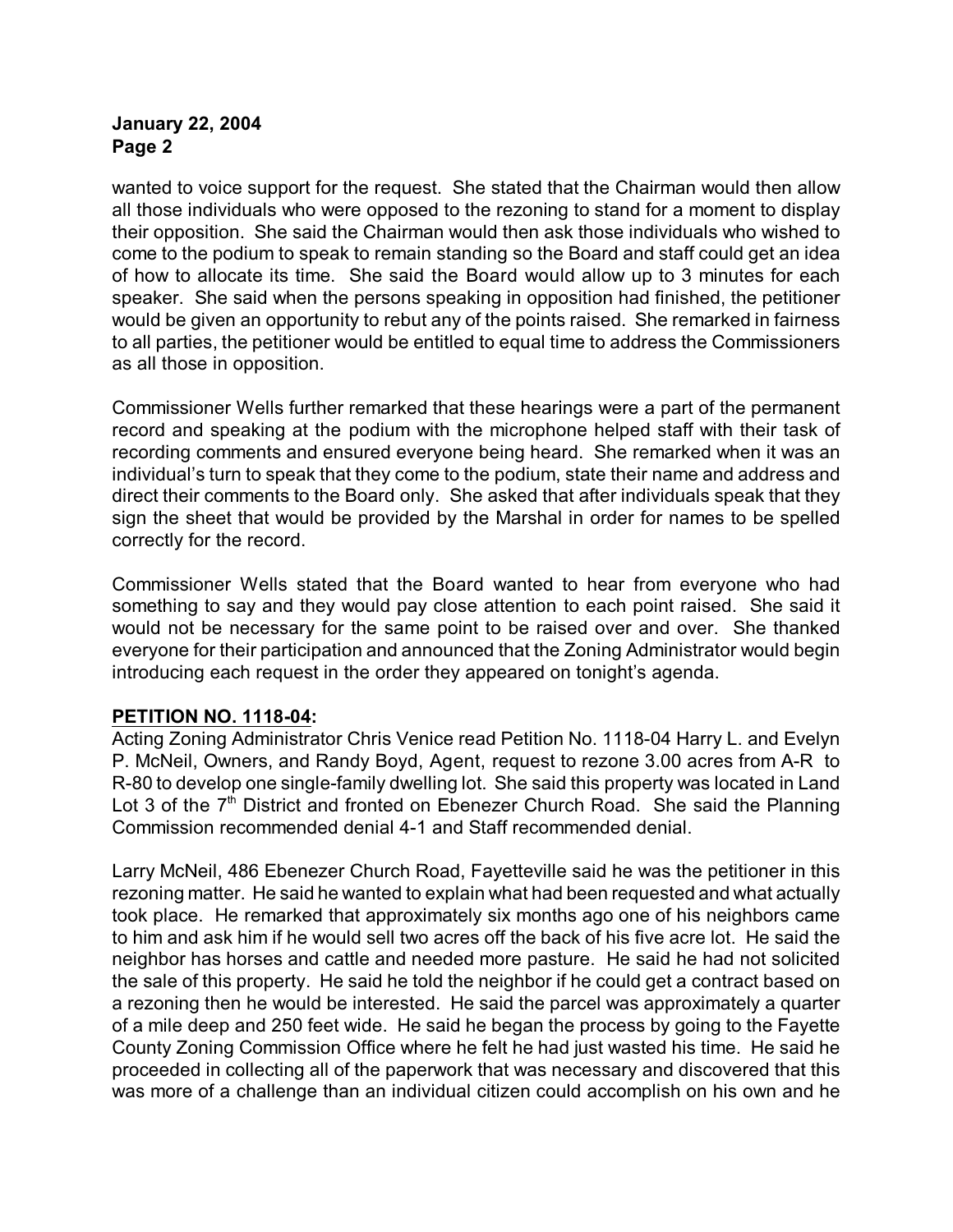wanted to voice support for the request. She stated that the Chairman would then allow all those individuals who were opposed to the rezoning to stand for a moment to display their opposition. She said the Chairman would then ask those individuals who wished to come to the podium to speak to remain standing so the Board and staff could get an idea of how to allocate its time. She said the Board would allow up to 3 minutes for each speaker. She said when the persons speaking in opposition had finished, the petitioner would be given an opportunity to rebut any of the points raised. She remarked in fairness to all parties, the petitioner would be entitled to equal time to address the Commissioners as all those in opposition.

Commissioner Wells further remarked that these hearings were a part of the permanent record and speaking at the podium with the microphone helped staff with their task of recording comments and ensured everyone being heard. She remarked when it was an individual's turn to speak that they come to the podium, state their name and address and direct their comments to the Board only. She asked that after individuals speak that they sign the sheet that would be provided by the Marshal in order for names to be spelled correctly for the record.

Commissioner Wells stated that the Board wanted to hear from everyone who had something to say and they would pay close attention to each point raised. She said it would not be necessary for the same point to be raised over and over. She thanked everyone for their participation and announced that the Zoning Administrator would begin introducing each request in the order they appeared on tonight's agenda.

**PETITION NO. 1118-04:**

Acting Zoning Administrator Chris Venice read Petition No. 1118-04 Harry L. and Evelyn P. McNeil, Owners, and Randy Boyd, Agent, request to rezone 3.00 acres from A-R to R-80 to develop one single-family dwelling lot. She said this property was located in Land Lot 3 of the 7th District and fronted on Ebenezer Church Road. She said the Planning Commission recommended denial 4-1 and Staff recommended denial.

Larry McNeil, 486 Ebenezer Church Road, Fayetteville said he was the petitioner in this rezoning matter. He said he wanted to explain what had been requested and what actually took place. He remarked that approximately six months ago one of his neighbors came to him and ask him if he would sell two acres off the back of his five acre lot. He said the neighbor has horses and cattle and needed more pasture. He said he had not solicited the sale of this property. He said he told the neighbor if he could get a contract based on a rezoning then he would be interested. He said the parcel was approximately a quarter of a mile deep and 250 feet wide. He said he began the process by going to the Fayette County Zoning Commission Office where he felt he had just wasted his time. He said he proceeded in collecting all of the paperwork that was necessary and discovered that this was more of a challenge than an individual citizen could accomplish on his own and he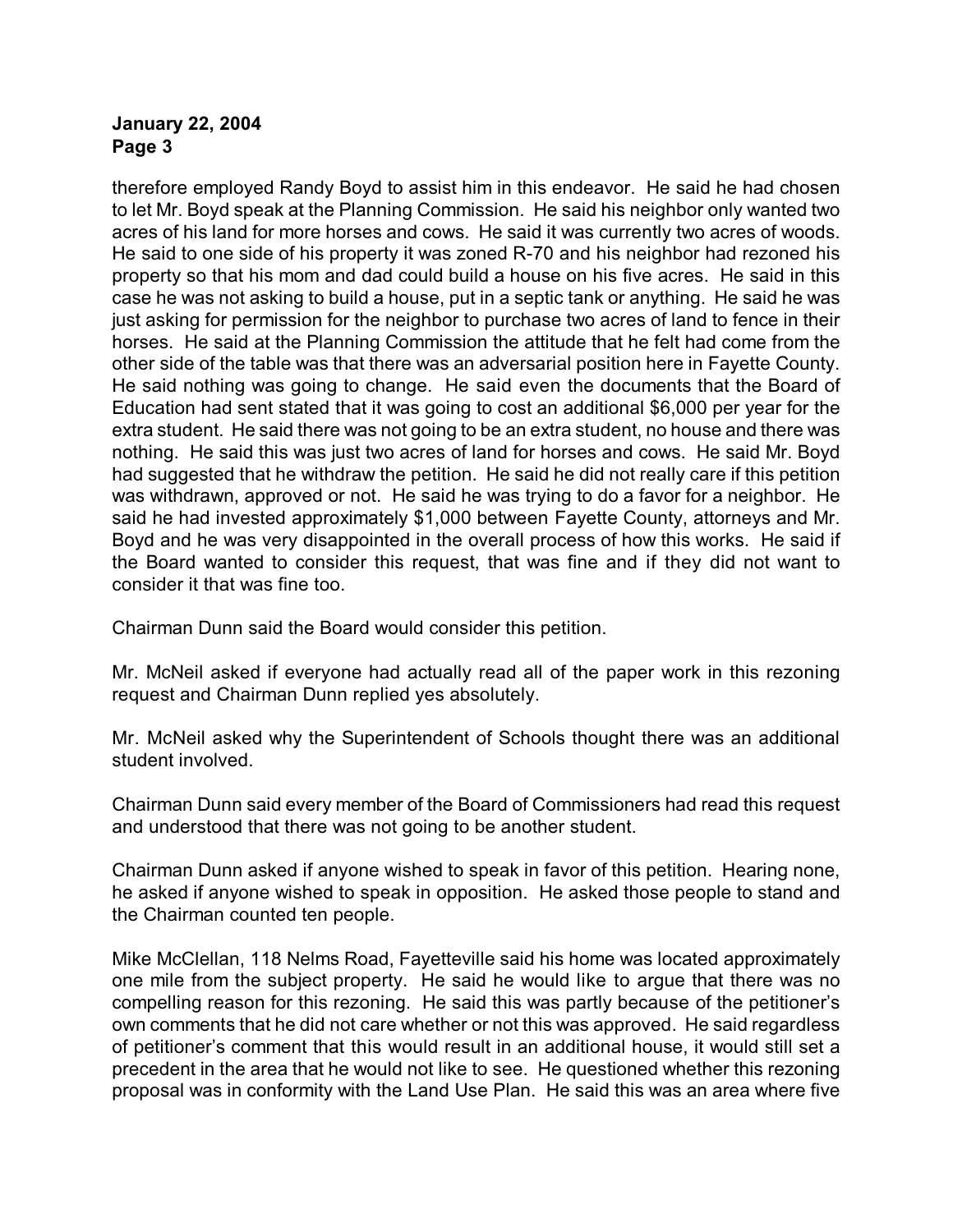therefore employed Randy Boyd to assist him in this endeavor. He said he had chosen to let Mr. Boyd speak at the Planning Commission. He said his neighbor only wanted two acres of his land for more horses and cows. He said it was currently two acres of woods. He said to one side of his property it was zoned R-70 and his neighbor had rezoned his property so that his mom and dad could build a house on his five acres. He said in this case he was not asking to build a house, put in a septic tank or anything. He said he was just asking for permission for the neighbor to purchase two acres of land to fence in their horses. He said at the Planning Commission the attitude that he felt had come from the other side of the table was that there was an adversarial position here in Fayette County. He said nothing was going to change. He said even the documents that the Board of Education had sent stated that it was going to cost an additional $6,000 per year for the extra student. He said there was not going to be an extra student, no house and there was nothing. He said this was just two acres of land for horses and cows. He said Mr. Boyd had suggested that he withdraw the petition. He said he did not really care if this petition was withdrawn, approved or not. He said he was trying to do a favor for a neighbor. He said he had invested approximately $1,000 between Fayette County, attorneys and Mr. Boyd and he was very disappointed in the overall process of how this works. He said if the Board wanted to consider this request, that was fine and if they did not want to consider it that was fine too.

Chairman Dunn said the Board would consider this petition.

Mr. McNeil asked if everyone had actually read all of the paper work in this rezoning request and Chairman Dunn replied yes absolutely.

Mr. McNeil asked why the Superintendent of Schools thought there was an additional student involved.

Chairman Dunn said every member of the Board of Commissioners had read this request and understood that there was not going to be another student.

Chairman Dunn asked if anyone wished to speak in favor of this petition. Hearing none, he asked if anyone wished to speak in opposition. He asked those people to stand and the Chairman counted ten people.

Mike McClellan, 118 Nelms Road, Fayetteville said his home was located approximately one mile from the subject property. He said he would like to argue that there was no compelling reason for this rezoning. He said this was partly because of the petitioner's own comments that he did not care whether or not this was approved. He said regardless of petitioner's comment that this would result in an additional house, it would still set a precedent in the area that he would not like to see. He questioned whether this rezoning proposal was in conformity with the Land Use Plan. He said this was an area where five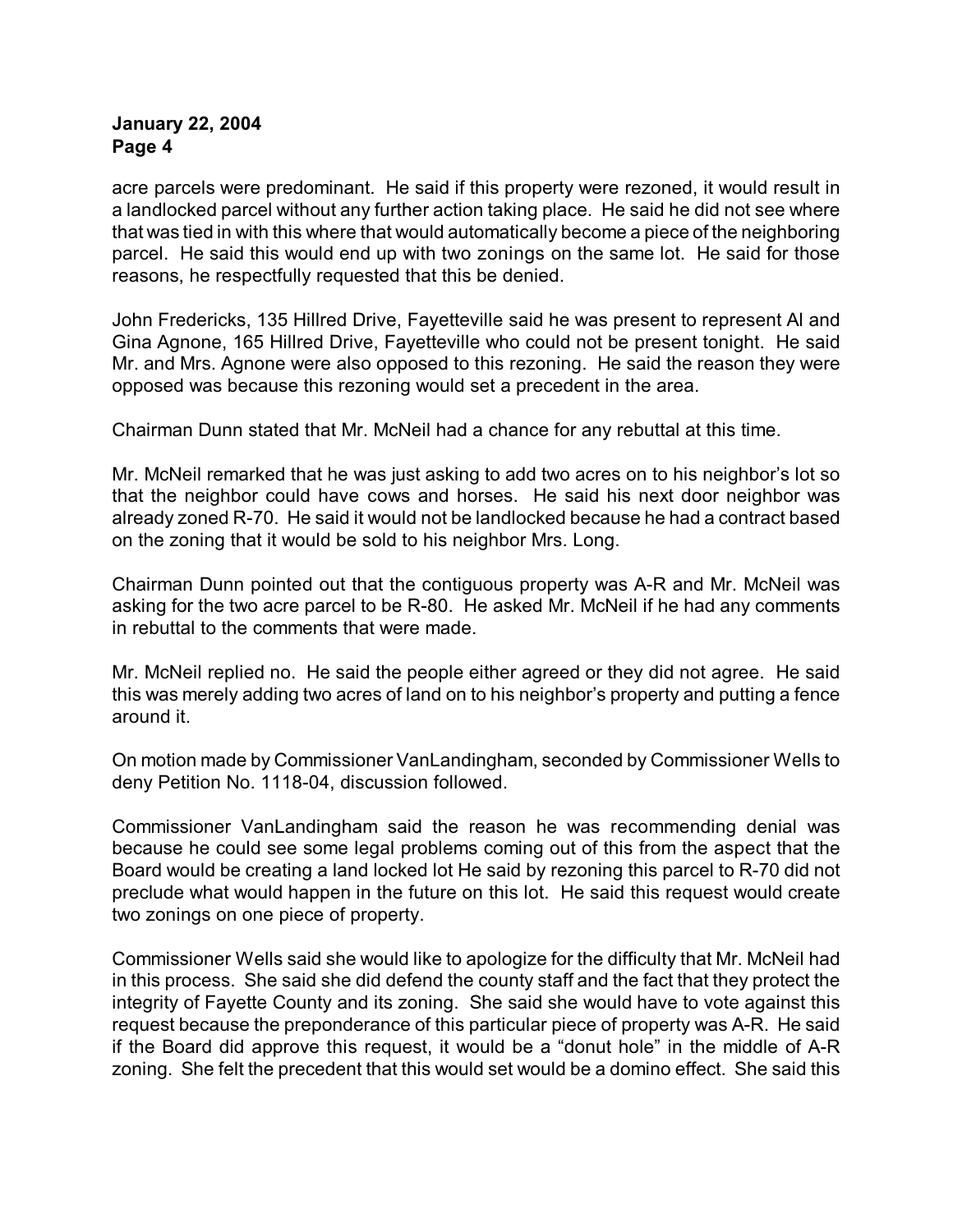acre parcels were predominant. He said if this property were rezoned, it would result in a landlocked parcel without any further action taking place. He said he did not see where that was tied in with this where that would automatically become a piece of the neighboring parcel. He said this would end up with two zonings on the same lot. He said for those reasons, he respectfully requested that this be denied.

John Fredericks, 135 Hillred Drive, Fayetteville said he was present to represent Al and Gina Agnone, 165 Hillred Drive, Fayetteville who could not be present tonight. He said Mr. and Mrs. Agnone were also opposed to this rezoning. He said the reason they were opposed was because this rezoning would set a precedent in the area.

Chairman Dunn stated that Mr. McNeil had a chance for any rebuttal at this time.

Mr. McNeil remarked that he was just asking to add two acres on to his neighbor's lot so that the neighbor could have cows and horses. He said his next door neighbor was already zoned R-70. He said it would not be landlocked because he had a contract based on the zoning that it would be sold to his neighbor Mrs. Long.

Chairman Dunn pointed out that the contiguous property was A-R and Mr. McNeil was asking for the two acre parcel to be R-80. He asked Mr. McNeil if he had any comments in rebuttal to the comments that were made.

Mr. McNeil replied no. He said the people either agreed or they did not agree. He said this was merely adding two acres of land on to his neighbor's property and putting a fence around it.

On motion made by Commissioner VanLandingham, seconded by Commissioner Wells to deny Petition No. 1118-04, discussion followed.

Commissioner VanLandingham said the reason he was recommending denial was because he could see some legal problems coming out of this from the aspect that the Board would be creating a land locked lot He said by rezoning this parcel to R-70 did not preclude what would happen in the future on this lot. He said this request would create two zonings on one piece of property.

Commissioner Wells said she would like to apologize for the difficulty that Mr. McNeil had in this process. She said she did defend the county staff and the fact that they protect the integrity of Fayette County and its zoning. She said she would have to vote against this request because the preponderance of this particular piece of property was A-R. He said if the Board did approve this request, it would be a "donut hole" in the middle of A-R zoning. She felt the precedent that this would set would be a domino effect. She said this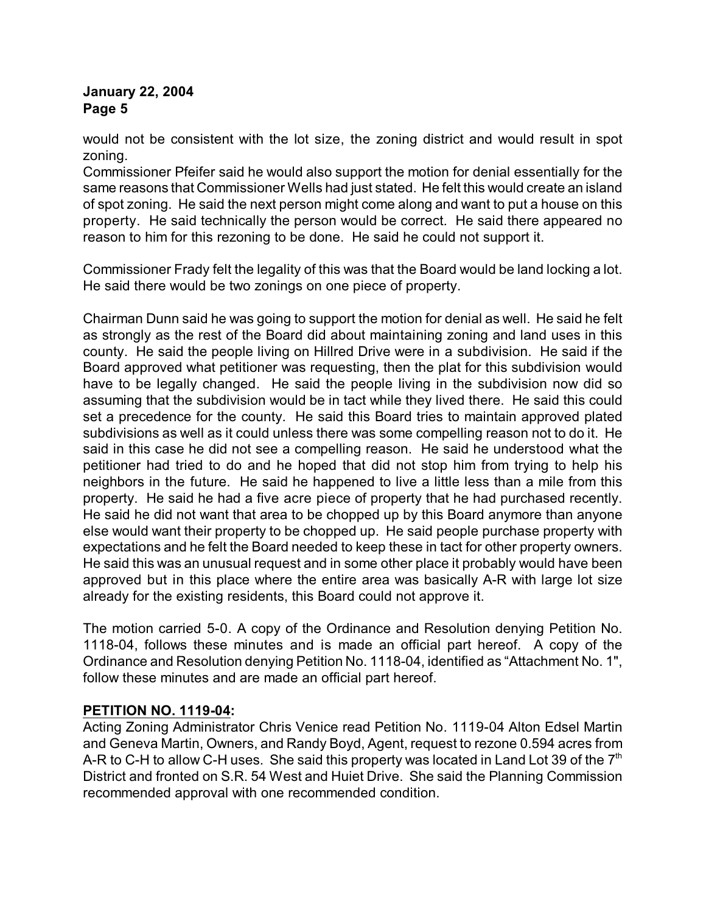would not be consistent with the lot size, the zoning district and would result in spot zoning.

Commissioner Pfeifer said he would also support the motion for denial essentially for the same reasons that Commissioner Wells had just stated. He felt this would create an island of spot zoning. He said the next person might come along and want to put a house on this property. He said technically the person would be correct. He said there appeared no reason to him for this rezoning to be done. He said he could not support it.

Commissioner Frady felt the legality of this was that the Board would be land locking a lot. He said there would be two zonings on one piece of property.

Chairman Dunn said he was going to support the motion for denial as well. He said he felt as strongly as the rest of the Board did about maintaining zoning and land uses in this county. He said the people living on Hillred Drive were in a subdivision. He said if the Board approved what petitioner was requesting, then the plat for this subdivision would have to be legally changed. He said the people living in the subdivision now did so assuming that the subdivision would be in tact while they lived there. He said this could set a precedence for the county. He said this Board tries to maintain approved plated subdivisions as well as it could unless there was some compelling reason not to do it. He said in this case he did not see a compelling reason. He said he understood what the petitioner had tried to do and he hoped that did not stop him from trying to help his neighbors in the future. He said he happened to live a little less than a mile from this property. He said he had a five acre piece of property that he had purchased recently. He said he did not want that area to be chopped up by this Board anymore than anyone else would want their property to be chopped up. He said people purchase property with expectations and he felt the Board needed to keep these in tact for other property owners. He said this was an unusual request and in some other place it probably would have been approved but in this place where the entire area was basically A-R with large lot size already for the existing residents, this Board could not approve it.

The motion carried 5-0. A copy of the Ordinance and Resolution denying Petition No. 1118-04, follows these minutes and is made an official part hereof. A copy of the Ordinance and Resolution denying Petition No. 1118-04, identified as "Attachment No. 1", follow these minutes and are made an official part hereof.

**PETITION NO. 1119-04:**

Acting Zoning Administrator Chris Venice read Petition No. 1119-04 Alton Edsel Martin and Geneva Martin, Owners, and Randy Boyd, Agent, request to rezone 0.594 acres from A-R to C-H to allow C-H uses. She said this property was located in Land Lot 39 of the 7th District and fronted on S.R. 54 West and Huiet Drive. She said the Planning Commission recommended approval with one recommended condition.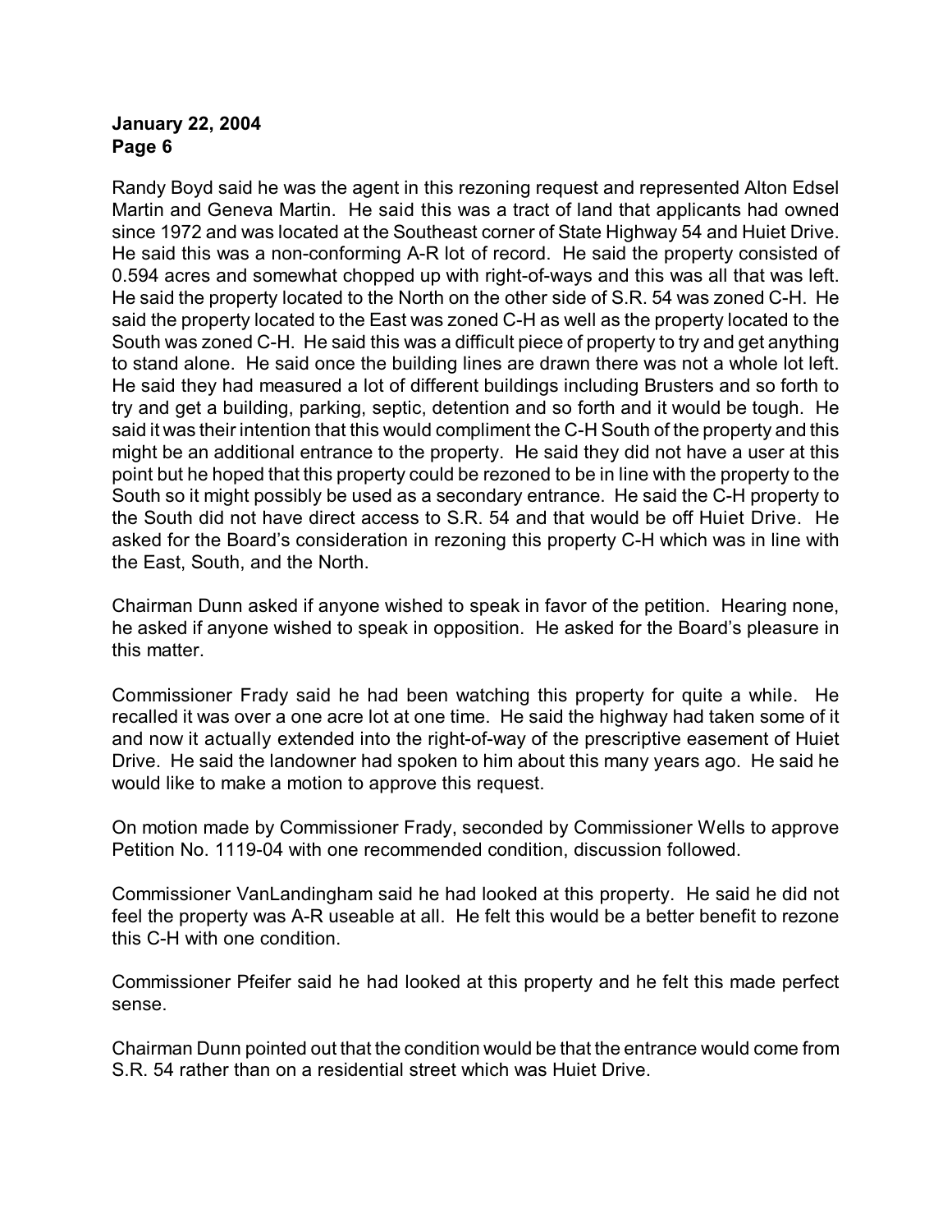Randy Boyd said he was the agent in this rezoning request and represented Alton Edsel Martin and Geneva Martin. He said this was a tract of land that applicants had owned since 1972 and was located at the Southeast corner of State Highway 54 and Huiet Drive. He said this was a non-conforming A-R lot of record. He said the property consisted of 0.594 acres and somewhat chopped up with right-of-ways and this was all that was left. He said the property located to the North on the other side of S.R. 54 was zoned C-H. He said the property located to the East was zoned C-H as well as the property located to the South was zoned C-H. He said this was a difficult piece of property to try and get anything to stand alone. He said once the building lines are drawn there was not a whole lot left. He said they had measured a lot of different buildings including Brusters and so forth to try and get a building, parking, septic, detention and so forth and it would be tough. He said it was their intention that this would compliment the C-H South of the property and this might be an additional entrance to the property. He said they did not have a user at this point but he hoped that this property could be rezoned to be in line with the property to the South so it might possibly be used as a secondary entrance. He said the C-H property to the South did not have direct access to S.R. 54 and that would be off Huiet Drive. He asked for the Board's consideration in rezoning this property C-H which was in line with the East, South, and the North.

Chairman Dunn asked if anyone wished to speak in favor of the petition. Hearing none, he asked if anyone wished to speak in opposition. He asked for the Board's pleasure in this matter.

Commissioner Frady said he had been watching this property for quite a while. He recalled it was over a one acre lot at one time. He said the highway had taken some of it and now it actually extended into the right-of-way of the prescriptive easement of Huiet Drive. He said the landowner had spoken to him about this many years ago. He said he would like to make a motion to approve this request.

On motion made by Commissioner Frady, seconded by Commissioner Wells to approve Petition No. 1119-04 with one recommended condition, discussion followed.

Commissioner VanLandingham said he had looked at this property. He said he did not feel the property was A-R useable at all. He felt this would be a better benefit to rezone this C-H with one condition.

Commissioner Pfeifer said he had looked at this property and he felt this made perfect sense.

Chairman Dunn pointed out that the condition would be that the entrance would come from S.R. 54 rather than on a residential street which was Huiet Drive.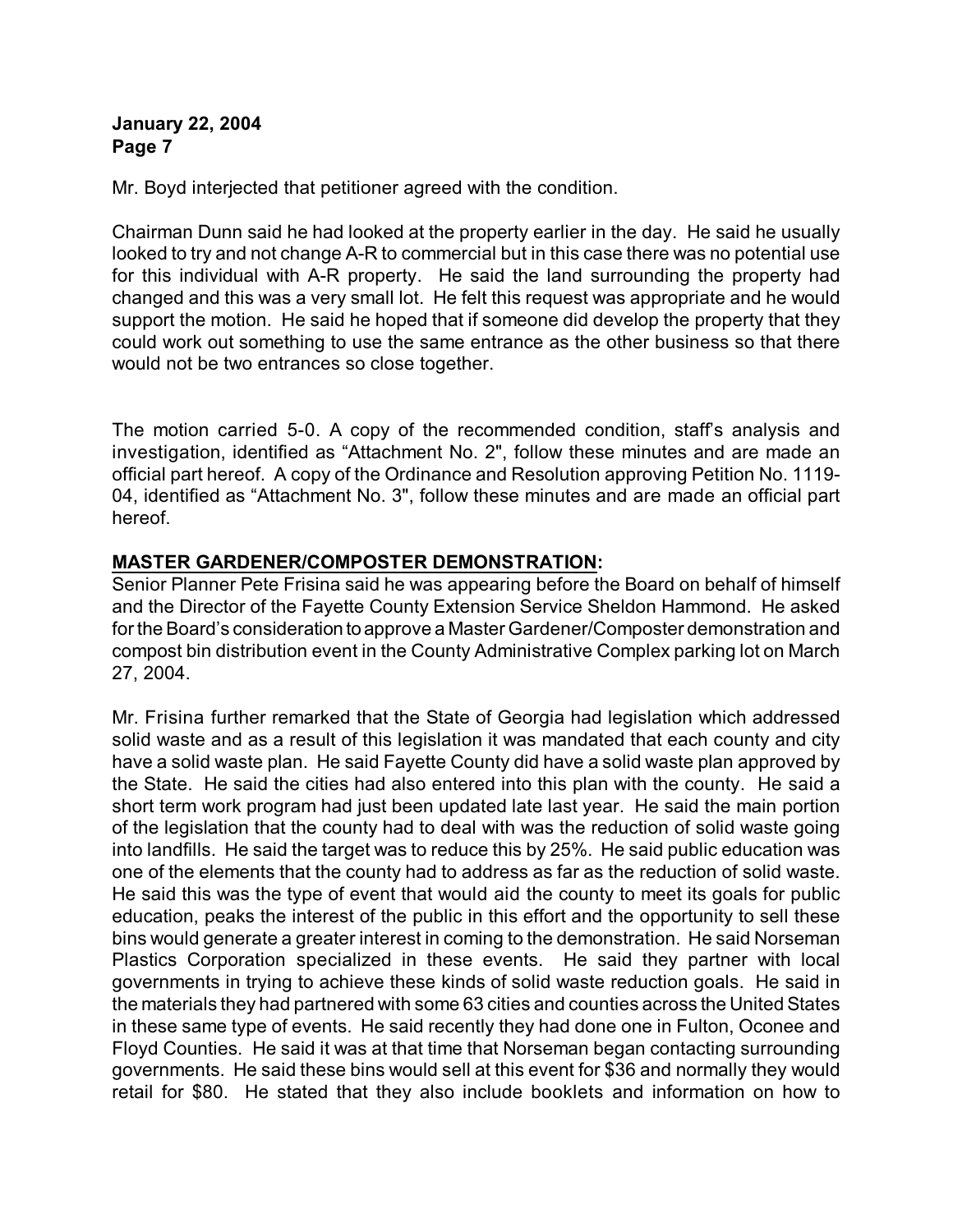Mr. Boyd interjected that petitioner agreed with the condition.

Chairman Dunn said he had looked at the property earlier in the day. He said he usually looked to try and not change A-R to commercial but in this case there was no potential use for this individual with A-R property. He said the land surrounding the property had changed and this was a very small lot. He felt this request was appropriate and he would support the motion. He said he hoped that if someone did develop the property that they could work out something to use the same entrance as the other business so that there would not be two entrances so close together.

The motion carried 5-0. A copy of the recommended condition, staff's analysis and investigation, identified as "Attachment No. 2", follow these minutes and are made an official part hereof. A copy of the Ordinance and Resolution approving Petition No. 1119-04, identified as "Attachment No. 3", follow these minutes and are made an official part hereof.

**MASTER GARDENER/COMPOSTER DEMONSTRATION:**

Senior Planner Pete Frisina said he was appearing before the Board on behalf of himself and the Director of the Fayette County Extension Service Sheldon Hammond. He asked for the Board's consideration to approve a Master Gardener/Composter demonstration and compost bin distribution event in the County Administrative Complex parking lot on March 27, 2004.

Mr. Frisina further remarked that the State of Georgia had legislation which addressed solid waste and as a result of this legislation it was mandated that each county and city have a solid waste plan. He said Fayette County did have a solid waste plan approved by the State. He said the cities had also entered into this plan with the county. He said a short term work program had just been updated late last year. He said the main portion of the legislation that the county had to deal with was the reduction of solid waste going into landfills. He said the target was to reduce this by 25%. He said public education was one of the elements that the county had to address as far as the reduction of solid waste. He said this was the type of event that would aid the county to meet its goals for public education, peaks the interest of the public in this effort and the opportunity to sell these bins would generate a greater interest in coming to the demonstration. He said Norseman Plastics Corporation specialized in these events. He said they partner with local governments in trying to achieve these kinds of solid waste reduction goals. He said in the materials they had partnered with some 63 cities and counties across the United States in these same type of events. He said recently they had done one in Fulton, Oconee and Floyd Counties. He said it was at that time that Norseman began contacting surrounding governments. He said these bins would sell at this event for $36 and normally they would retail for $80. He stated that they also include booklets and information on how to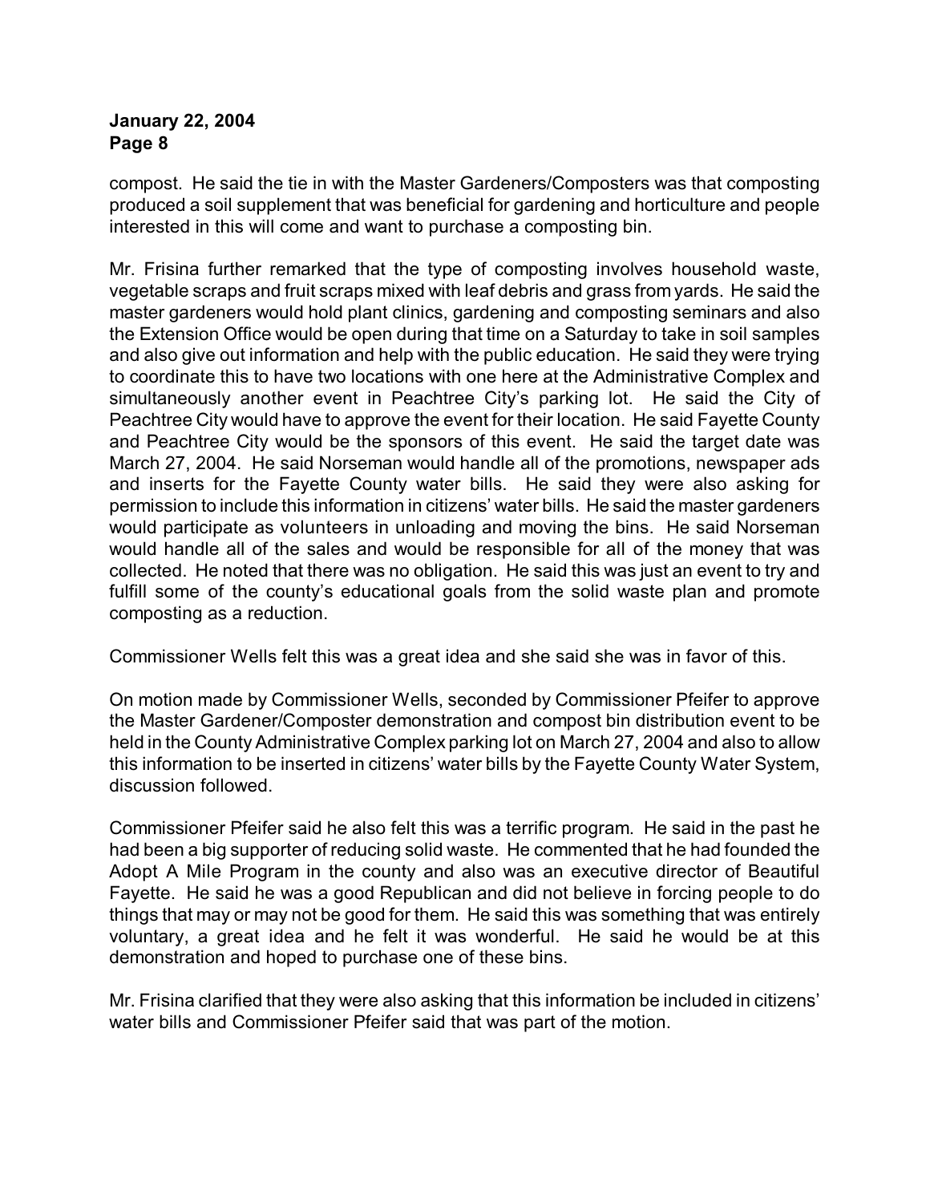compost. He said the tie in with the Master Gardeners/Composters was that composting produced a soil supplement that was beneficial for gardening and horticulture and people interested in this will come and want to purchase a composting bin.

Mr. Frisina further remarked that the type of composting involves household waste, vegetable scraps and fruit scraps mixed with leaf debris and grass from yards. He said the master gardeners would hold plant clinics, gardening and composting seminars and also the Extension Office would be open during that time on a Saturday to take in soil samples and also give out information and help with the public education. He said they were trying to coordinate this to have two locations with one here at the Administrative Complex and simultaneously another event in Peachtree City's parking lot. He said the City of Peachtree City would have to approve the event for their location. He said Fayette County and Peachtree City would be the sponsors of this event. He said the target date was March 27, 2004. He said Norseman would handle all of the promotions, newspaper ads and inserts for the Fayette County water bills. He said they were also asking for permission to include this information in citizens' water bills. He said the master gardeners would participate as volunteers in unloading and moving the bins. He said Norseman would handle all of the sales and would be responsible for all of the money that was collected. He noted that there was no obligation. He said this was just an event to try and fulfill some of the county's educational goals from the solid waste plan and promote composting as a reduction.

Commissioner Wells felt this was a great idea and she said she was in favor of this.

On motion made by Commissioner Wells, seconded by Commissioner Pfeifer to approve the Master Gardener/Composter demonstration and compost bin distribution event to be held in the County Administrative Complex parking lot on March 27, 2004 and also to allow this information to be inserted in citizens' water bills by the Fayette County Water System, discussion followed.

Commissioner Pfeifer said he also felt this was a terrific program. He said in the past he had been a big supporter of reducing solid waste. He commented that he had founded the Adopt A Mile Program in the county and also was an executive director of Beautiful Fayette. He said he was a good Republican and did not believe in forcing people to do things that may or may not be good for them. He said this was something that was entirely voluntary, a great idea and he felt it was wonderful. He said he would be at this demonstration and hoped to purchase one of these bins.

Mr. Frisina clarified that they were also asking that this information be included in citizens' water bills and Commissioner Pfeifer said that was part of the motion.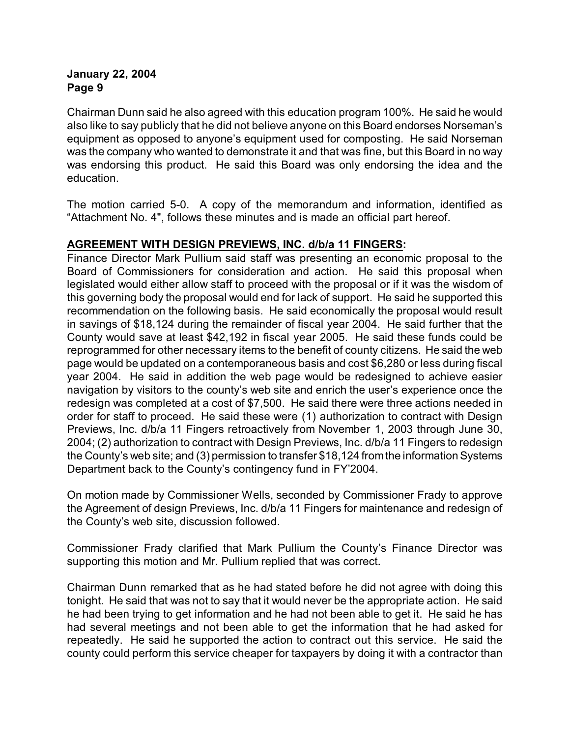Chairman Dunn said he also agreed with this education program 100%. He said he would also like to say publicly that he did not believe anyone on this Board endorses Norseman's equipment as opposed to anyone's equipment used for composting. He said Norseman was the company who wanted to demonstrate it and that was fine, but this Board in no way was endorsing this product. He said this Board was only endorsing the idea and the education.

The motion carried 5-0. A copy of the memorandum and information, identified as "Attachment No. 4", follows these minutes and is made an official part hereof.

**AGREEMENT WITH DESIGN PREVIEWS, INC. d/b/a 11 FINGERS:**

Finance Director Mark Pullium said staff was presenting an economic proposal to the Board of Commissioners for consideration and action. He said this proposal when legislated would either allow staff to proceed with the proposal or if it was the wisdom of this governing body the proposal would end for lack of support. He said he supported this recommendation on the following basis. He said economically the proposal would result in savings of $18,124 during the remainder of fiscal year 2004. He said further that the County would save at least $42,192 in fiscal year 2005. He said these funds could be reprogrammed for other necessary items to the benefit of county citizens. He said the web page would be updated on a contemporaneous basis and cost $6,280 or less during fiscal year 2004. He said in addition the web page would be redesigned to achieve easier navigation by visitors to the county's web site and enrich the user's experience once the redesign was completed at a cost of $7,500. He said there were three actions needed in order for staff to proceed. He said these were (1) authorization to contract with Design Previews, Inc. d/b/a 11 Fingers retroactively from November 1, 2003 through June 30, 2004; (2) authorization to contract with Design Previews, Inc. d/b/a 11 Fingers to redesign the County's web site; and (3) permission to transfer $18,124 from the information Systems Department back to the County's contingency fund in FY'2004.

On motion made by Commissioner Wells, seconded by Commissioner Frady to approve the Agreement of design Previews, Inc. d/b/a 11 Fingers for maintenance and redesign of the County's web site, discussion followed.

Commissioner Frady clarified that Mark Pullium the County's Finance Director was supporting this motion and Mr. Pullium replied that was correct.

Chairman Dunn remarked that as he had stated before he did not agree with doing this tonight. He said that was not to say that it would never be the appropriate action. He said he had been trying to get information and he had not been able to get it. He said he has had several meetings and not been able to get the information that he had asked for repeatedly. He said he supported the action to contract out this service. He said the county could perform this service cheaper for taxpayers by doing it with a contractor than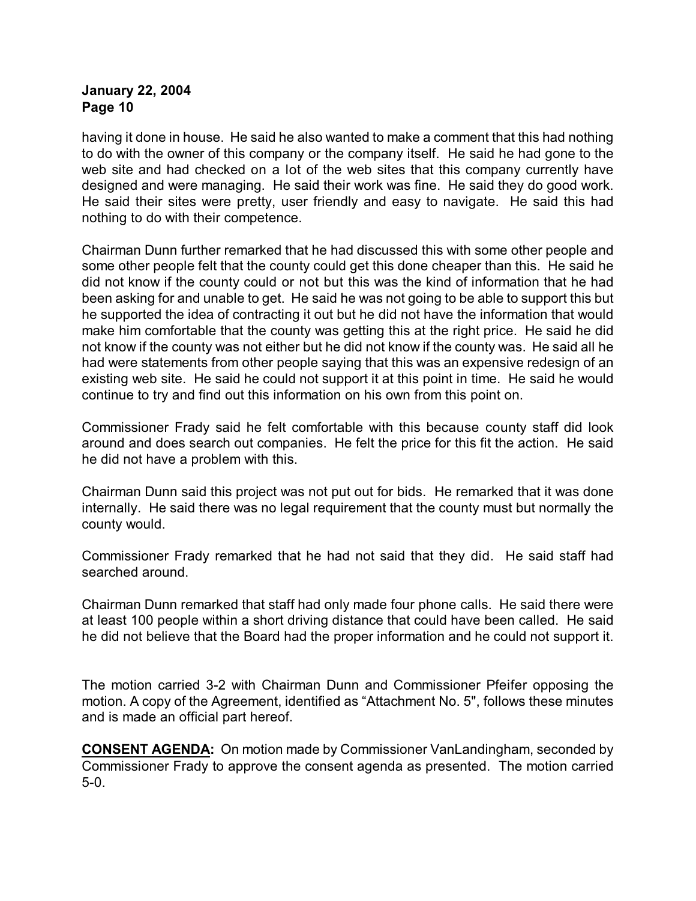having it done in house. He said he also wanted to make a comment that this had nothing to do with the owner of this company or the company itself. He said he had gone to the web site and had checked on a lot of the web sites that this company currently have designed and were managing. He said their work was fine. He said they do good work. He said their sites were pretty, user friendly and easy to navigate. He said this had nothing to do with their competence.

Chairman Dunn further remarked that he had discussed this with some other people and some other people felt that the county could get this done cheaper than this. He said he did not know if the county could or not but this was the kind of information that he had been asking for and unable to get. He said he was not going to be able to support this but he supported the idea of contracting it out but he did not have the information that would make him comfortable that the county was getting this at the right price. He said he did not know if the county was not either but he did not know if the county was. He said all he had were statements from other people saying that this was an expensive redesign of an existing web site. He said he could not support it at this point in time. He said he would continue to try and find out this information on his own from this point on.

Commissioner Frady said he felt comfortable with this because county staff did look around and does search out companies. He felt the price for this fit the action. He said he did not have a problem with this.

Chairman Dunn said this project was not put out for bids. He remarked that it was done internally. He said there was no legal requirement that the county must but normally the county would.

Commissioner Frady remarked that he had not said that they did. He said staff had searched around.

Chairman Dunn remarked that staff had only made four phone calls. He said there were at least 100 people within a short driving distance that could have been called. He said he did not believe that the Board had the proper information and he could not support it.

The motion carried 3-2 with Chairman Dunn and Commissioner Pfeifer opposing the motion. A copy of the Agreement, identified as "Attachment No. 5", follows these minutes and is made an official part hereof.

**CONSENT AGENDA:** On motion made by Commissioner VanLandingham, seconded by Commissioner Frady to approve the consent agenda as presented. The motion carried 5-0.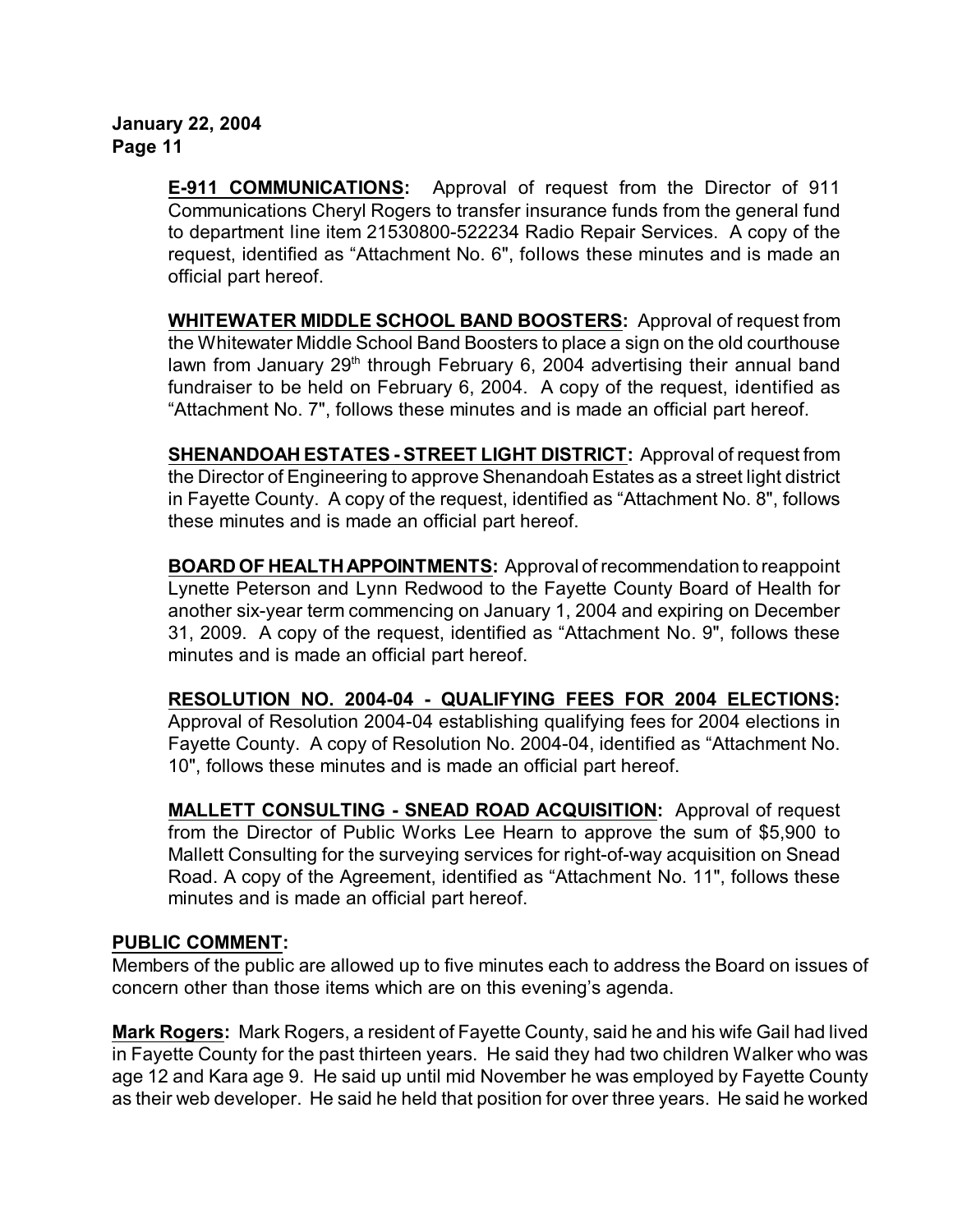**E-911 COMMUNICATIONS:** Approval of request from the Director of 911 Communications Cheryl Rogers to transfer insurance funds from the general fund to department line item 21530800-522234 Radio Repair Services. A copy of the request, identified as "Attachment No. 6", follows these minutes and is made an official part hereof.

**WHITEWATER MIDDLE SCHOOL BAND BOOSTERS:** Approval of request from the Whitewater Middle School Band Boosters to place a sign on the old courthouse lawn from January 29th through February 6, 2004 advertising their annual band fundraiser to be held on February 6, 2004. A copy of the request, identified as "Attachment No. 7", follows these minutes and is made an official part hereof.

**SHENANDOAH ESTATES - STREET LIGHT DISTRICT:** Approval of request from the Director of Engineering to approve Shenandoah Estates as a street light district in Fayette County. A copy of the request, identified as "Attachment No. 8", follows these minutes and is made an official part hereof.

**BOARD OF HEALTH APPOINTMENTS:** Approval of recommendation to reappoint Lynette Peterson and Lynn Redwood to the Fayette County Board of Health for another six-year term commencing on January 1, 2004 and expiring on December 31, 2009. A copy of the request, identified as "Attachment No. 9", follows these minutes and is made an official part hereof.

**RESOLUTION NO. 2004-04 - QUALIFYING FEES FOR 2004 ELECTIONS:** Approval of Resolution 2004-04 establishing qualifying fees for 2004 elections in Fayette County. A copy of Resolution No. 2004-04, identified as "Attachment No. 10", follows these minutes and is made an official part hereof.

**MALLETT CONSULTING - SNEAD ROAD ACQUISITION:** Approval of request from the Director of Public Works Lee Hearn to approve the sum of $5,900 to Mallett Consulting for the surveying services for right-of-way acquisition on Snead Road. A copy of the Agreement, identified as "Attachment No. 11", follows these minutes and is made an official part hereof.

**PUBLIC COMMENT:**

Members of the public are allowed up to five minutes each to address the Board on issues of concern other than those items which are on this evening's agenda.

**Mark Rogers:** Mark Rogers, a resident of Fayette County, said he and his wife Gail had lived in Fayette County for the past thirteen years. He said they had two children Walker who was age 12 and Kara age 9. He said up until mid November he was employed by Fayette County as their web developer. He said he held that position for over three years. He said he worked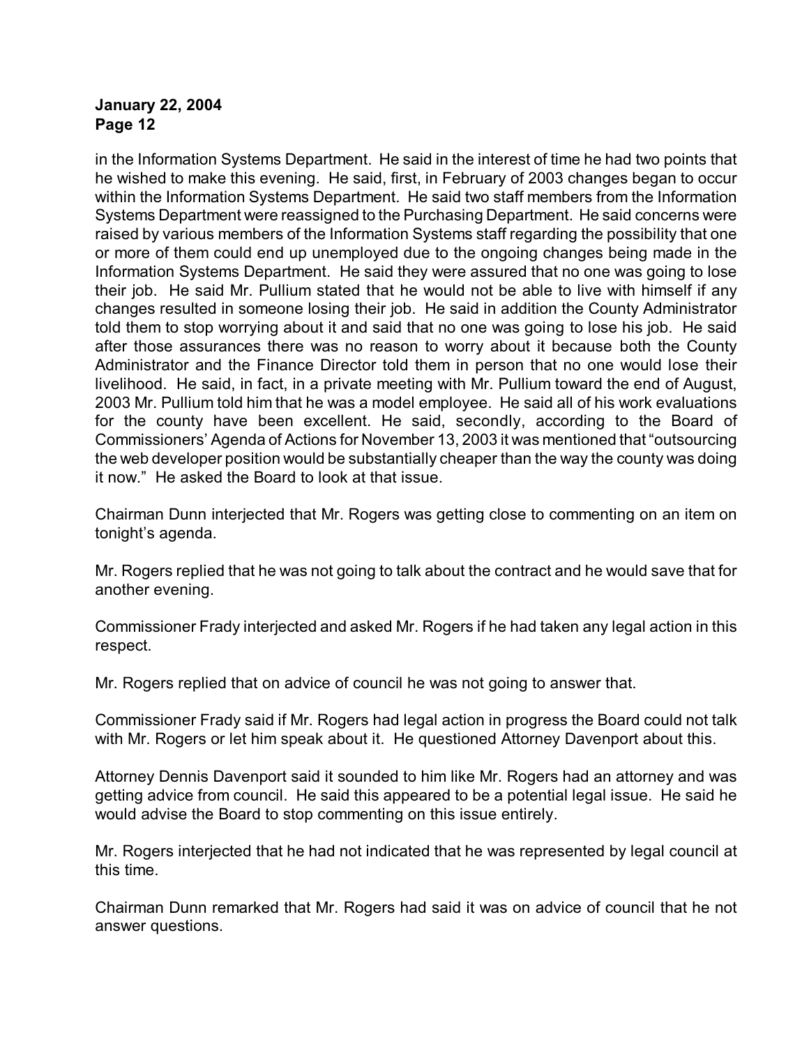in the Information Systems Department. He said in the interest of time he had two points that he wished to make this evening. He said, first, in February of 2003 changes began to occur within the Information Systems Department. He said two staff members from the Information Systems Department were reassigned to the Purchasing Department. He said concerns were raised by various members of the Information Systems staff regarding the possibility that one or more of them could end up unemployed due to the ongoing changes being made in the Information Systems Department. He said they were assured that no one was going to lose their job. He said Mr. Pullium stated that he would not be able to live with himself if any changes resulted in someone losing their job. He said in addition the County Administrator told them to stop worrying about it and said that no one was going to lose his job. He said after those assurances there was no reason to worry about it because both the County Administrator and the Finance Director told them in person that no one would lose their livelihood. He said, in fact, in a private meeting with Mr. Pullium toward the end of August, 2003 Mr. Pullium told him that he was a model employee. He said all of his work evaluations for the county have been excellent. He said, secondly, according to the Board of Commissioners' Agenda of Actions for November 13, 2003 it was mentioned that "outsourcing the web developer position would be substantially cheaper than the way the county was doing it now." He asked the Board to look at that issue.

Chairman Dunn interjected that Mr. Rogers was getting close to commenting on an item on tonight's agenda.

Mr. Rogers replied that he was not going to talk about the contract and he would save that for another evening.

Commissioner Frady interjected and asked Mr. Rogers if he had taken any legal action in this respect.

Mr. Rogers replied that on advice of council he was not going to answer that.

Commissioner Frady said if Mr. Rogers had legal action in progress the Board could not talk with Mr. Rogers or let him speak about it. He questioned Attorney Davenport about this.

Attorney Dennis Davenport said it sounded to him like Mr. Rogers had an attorney and was getting advice from council. He said this appeared to be a potential legal issue. He said he would advise the Board to stop commenting on this issue entirely.

Mr. Rogers interjected that he had not indicated that he was represented by legal council at this time.

Chairman Dunn remarked that Mr. Rogers had said it was on advice of council that he not answer questions.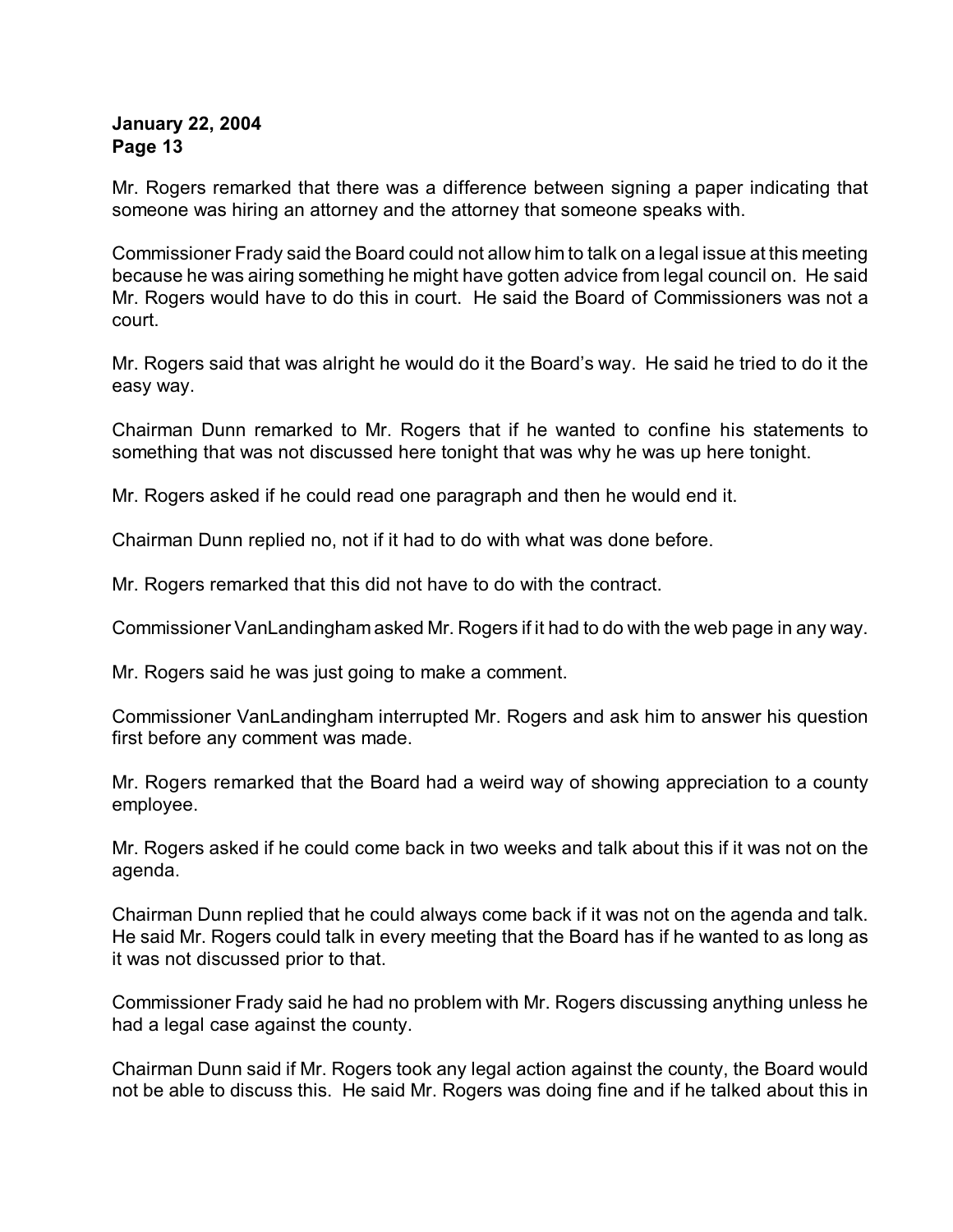Mr. Rogers remarked that there was a difference between signing a paper indicating that someone was hiring an attorney and the attorney that someone speaks with.

Commissioner Frady said the Board could not allow him to talk on a legal issue at this meeting because he was airing something he might have gotten advice from legal council on. He said Mr. Rogers would have to do this in court. He said the Board of Commissioners was not a court.

Mr. Rogers said that was alright he would do it the Board's way. He said he tried to do it the easy way.

Chairman Dunn remarked to Mr. Rogers that if he wanted to confine his statements to something that was not discussed here tonight that was why he was up here tonight.

Mr. Rogers asked if he could read one paragraph and then he would end it.

Chairman Dunn replied no, not if it had to do with what was done before.

Mr. Rogers remarked that this did not have to do with the contract.

Commissioner VanLandingham asked Mr. Rogers if it had to do with the web page in any way.

Mr. Rogers said he was just going to make a comment.

Commissioner VanLandingham interrupted Mr. Rogers and ask him to answer his question first before any comment was made.

Mr. Rogers remarked that the Board had a weird way of showing appreciation to a county employee.

Mr. Rogers asked if he could come back in two weeks and talk about this if it was not on the agenda.

Chairman Dunn replied that he could always come back if it was not on the agenda and talk. He said Mr. Rogers could talk in every meeting that the Board has if he wanted to as long as it was not discussed prior to that.

Commissioner Frady said he had no problem with Mr. Rogers discussing anything unless he had a legal case against the county.

Chairman Dunn said if Mr. Rogers took any legal action against the county, the Board would not be able to discuss this. He said Mr. Rogers was doing fine and if he talked about this in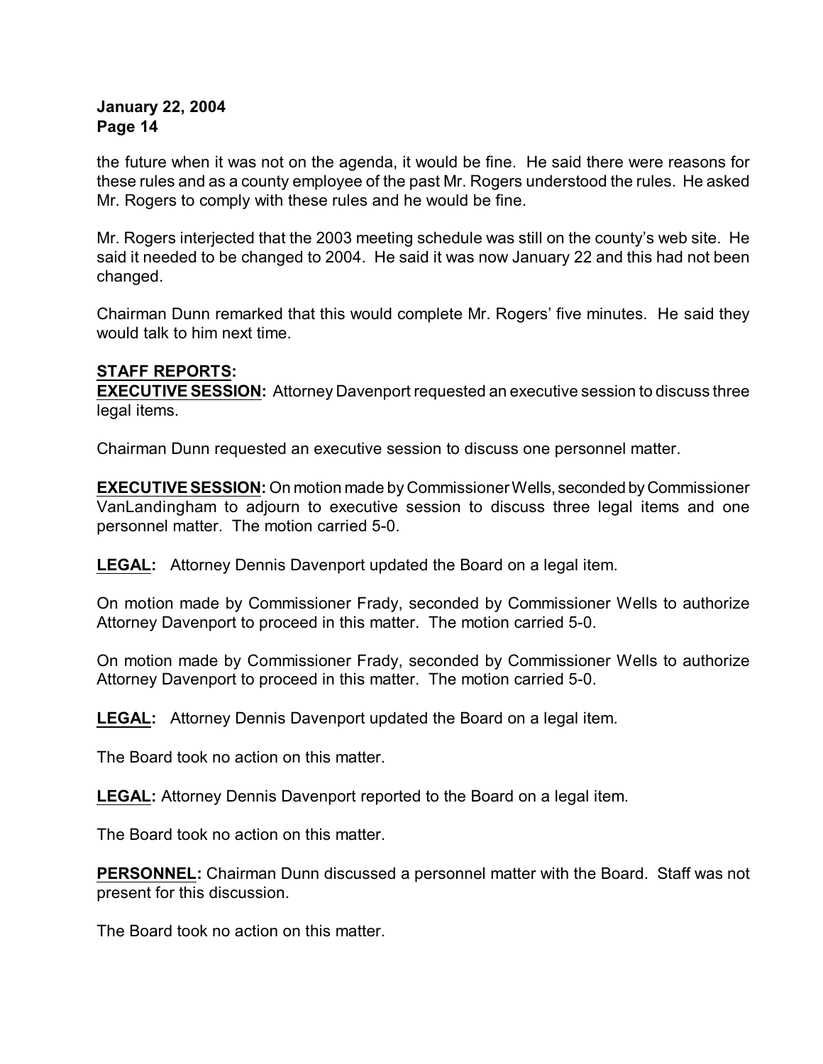the future when it was not on the agenda, it would be fine. He said there were reasons for these rules and as a county employee of the past Mr. Rogers understood the rules. He asked Mr. Rogers to comply with these rules and he would be fine.

Mr. Rogers interjected that the 2003 meeting schedule was still on the county's web site. He said it needed to be changed to 2004. He said it was now January 22 and this had not been changed.

Chairman Dunn remarked that this would complete Mr. Rogers' five minutes. He said they would talk to him next time.

**STAFF REPORTS:**
**EXECUTIVE SESSION:** Attorney Davenport requested an executive session to discuss three legal items.

Chairman Dunn requested an executive session to discuss one personnel matter.

**EXECUTIVE SESSION:** On motion made by Commissioner Wells, seconded by Commissioner VanLandingham to adjourn to executive session to discuss three legal items and one personnel matter. The motion carried 5-0.

**LEGAL:** Attorney Dennis Davenport updated the Board on a legal item.

On motion made by Commissioner Frady, seconded by Commissioner Wells to authorize Attorney Davenport to proceed in this matter. The motion carried 5-0.

On motion made by Commissioner Frady, seconded by Commissioner Wells to authorize Attorney Davenport to proceed in this matter. The motion carried 5-0.

**LEGAL:** Attorney Dennis Davenport updated the Board on a legal item.

The Board took no action on this matter.

**LEGAL:** Attorney Dennis Davenport reported to the Board on a legal item.

The Board took no action on this matter.

**PERSONNEL:** Chairman Dunn discussed a personnel matter with the Board. Staff was not present for this discussion.

The Board took no action on this matter.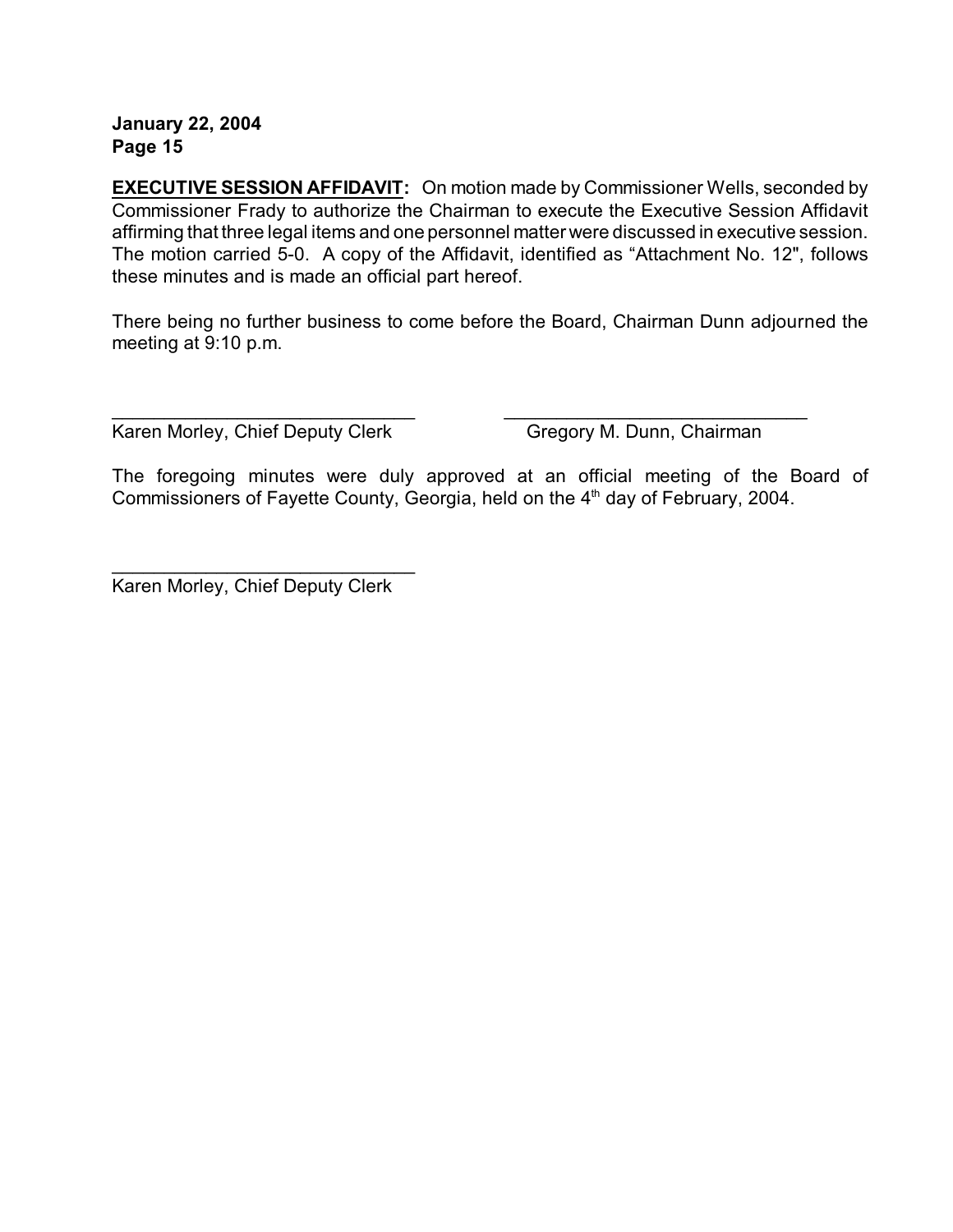**EXECUTIVE SESSION AFFIDAVIT:** On motion made by Commissioner Wells, seconded by Commissioner Frady to authorize the Chairman to execute the Executive Session Affidavit affirming that three legal items and one personnel matter were discussed in executive session. The motion carried 5-0. A copy of the Affidavit, identified as "Attachment No. 12", follows these minutes and is made an official part hereof.

There being no further business to come before the Board, Chairman Dunn adjourned the meeting at 9:10 p.m.

\_\_\_\_\_\_\_\_\_\_\_\_\_\_\_\_\_\_\_\_\_\_\_\_\_\_\_\_\_\_ \_\_\_\_\_\_\_\_\_\_\_\_\_\_\_\_\_\_\_\_\_\_\_\_\_\_\_\_\_\_

Karen Morley, Chief Deputy Clerk Gregory M. Dunn, Chairman

The foregoing minutes were duly approved at an official meeting of the Board of Commissioners of Fayette County, Georgia, held on the 4th day of February, 2004.

\_\_\_\_\_\_\_\_\_\_\_\_\_\_\_\_\_\_\_\_\_\_\_\_\_\_\_\_\_\_

Karen Morley, Chief Deputy Clerk